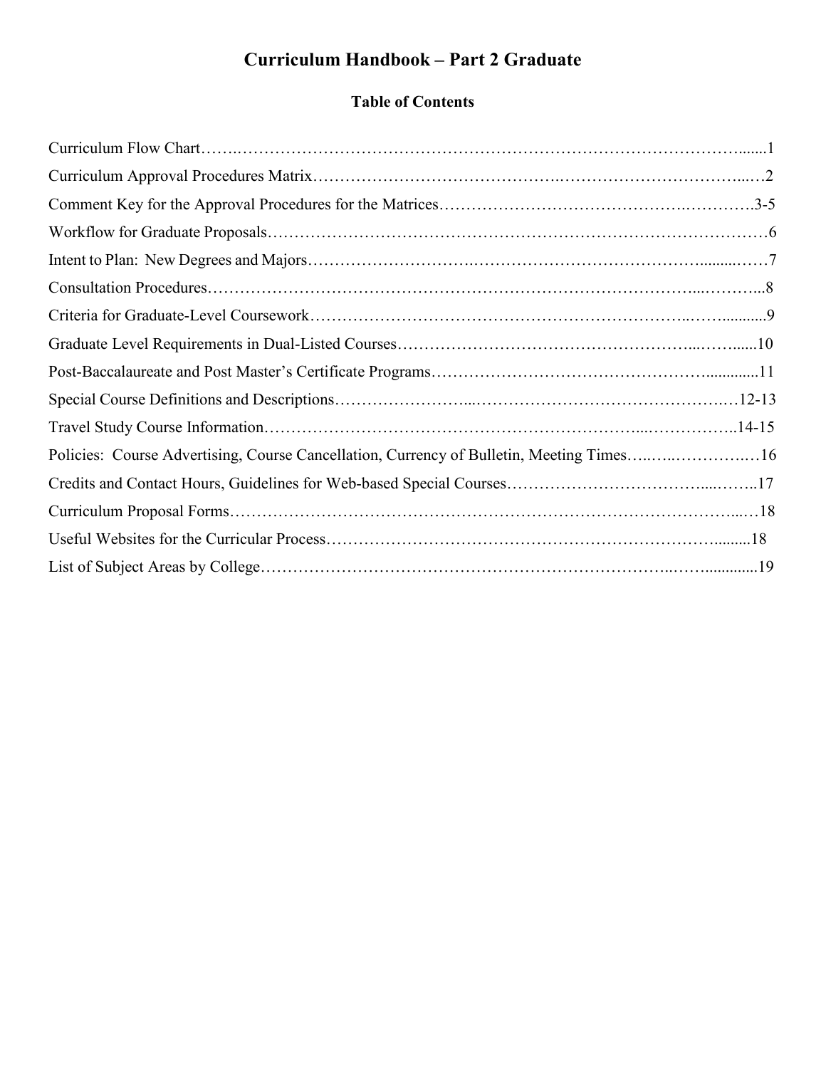# Curriculum Handbook – Part 2 Graduate

## Table of Contents

| Section | Page |
| --- | --- |
| Curriculum Flow Chart | 1 |
| Curriculum Approval Procedures Matrix | 2 |
| Comment Key for the Approval Procedures for the Matrices | 3-5 |
| Workflow for Graduate Proposals | 6 |
| Intent to Plan: New Degrees and Majors | 7 |
| Consultation Procedures | 8 |
| Criteria for Graduate-Level Coursework | 9 |
| Graduate Level Requirements in Dual-Listed Courses | 10 |
| Post-Baccalaureate and Post Master's Certificate Programs | 11 |
| Special Course Definitions and Descriptions | 12-13 |
| Travel Study Course Information | 14-15 |
| Policies: Course Advertising, Course Cancellation, Currency of Bulletin, Meeting Times | 16 |
| Credits and Contact Hours, Guidelines for Web-based Special Courses | 17 |
| Curriculum Proposal Forms | 18 |
| Useful Websites for the Curricular Process | 18 |
| List of Subject Areas by College | 19 |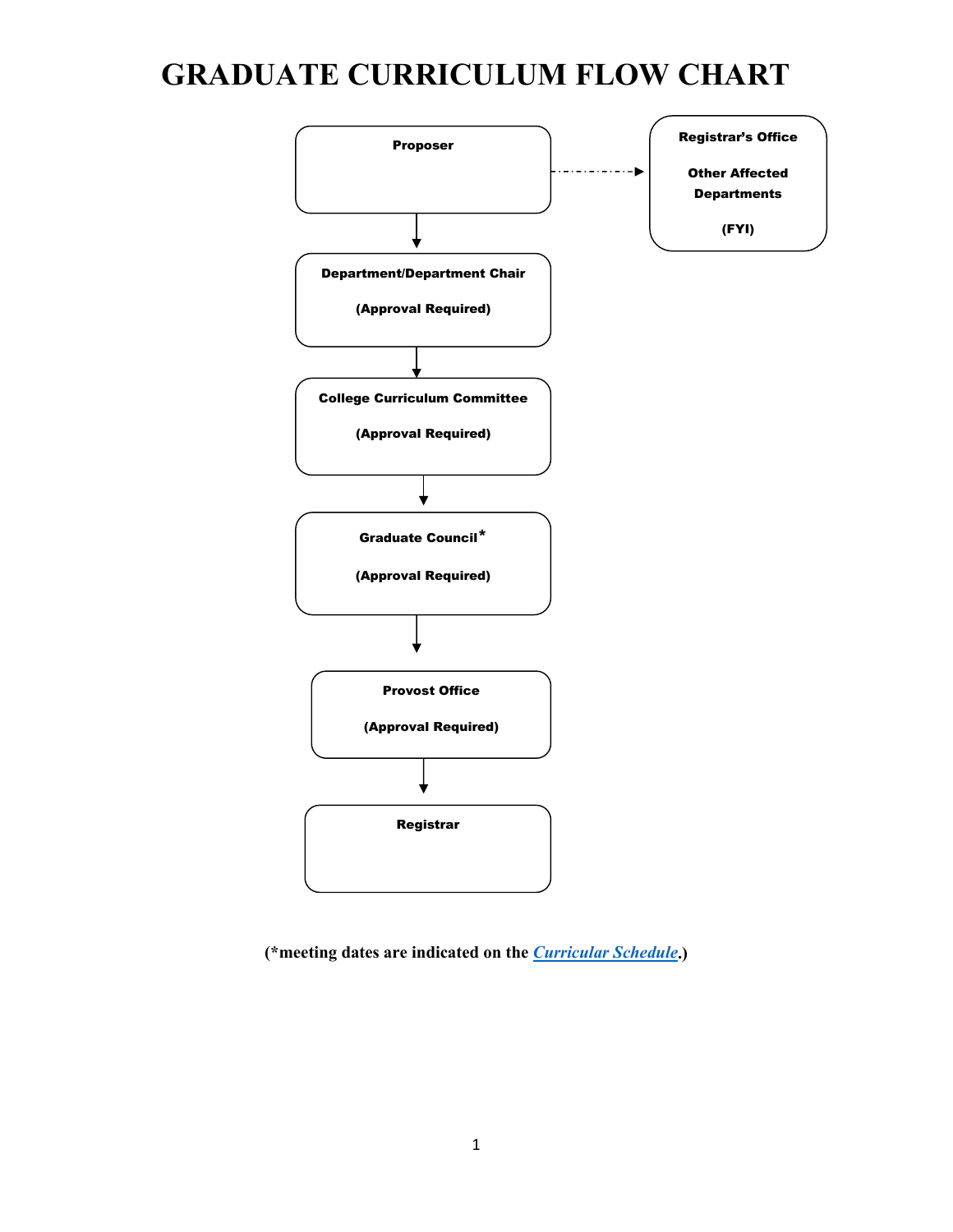# GRADUATE CURRICULUM FLOW CHART

**Proposer**

→ (FYI, dashed arrow) **Registrar's Office** / **Other Affected Departments** **(FYI)**

↓

**Department/Department Chair**

**(Approval Required)**

↓

**College Curriculum Committee**

**(Approval Required)**

↓

**Graduate Council***

**(Approval Required)**

↓

**Provost Office**

**(Approval Required)**

↓

**Registrar**

**(*meeting dates are indicated on the *Curricular Schedule*.)**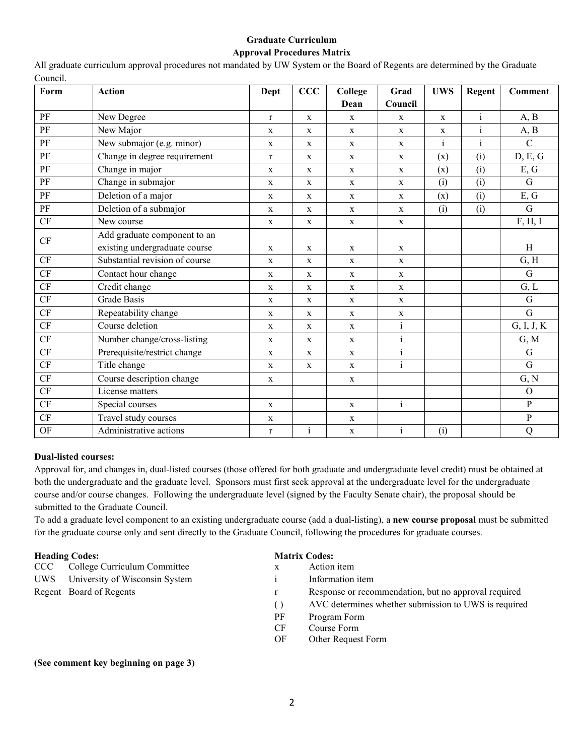**Graduate Curriculum**
**Approval Procedures Matrix**

All graduate curriculum approval procedures not mandated by UW System or the Board of Regents are determined by the Graduate Council.

| Form | Action | Dept | CCC | College Dean | Grad Council | UWS | Regent | Comment |
|---|---|---|---|---|---|---|---|---|
| PF | New Degree | r | x | x | x | x | i | A, B |
| PF | New Major | x | x | x | x | x | i | A, B |
| PF | New submajor (e.g. minor) | x | x | x | x | i | i | C |
| PF | Change in degree requirement | r | x | x | x | (x) | (i) | D, E, G |
| PF | Change in major | x | x | x | x | (x) | (i) | E, G |
| PF | Change in submajor | x | x | x | x | (i) | (i) | G |
| PF | Deletion of a major | x | x | x | x | (x) | (i) | E, G |
| PF | Deletion of a submajor | x | x | x | x | (i) | (i) | G |
| CF | New course | x | x | x | x | | | F, H, I |
| CF | Add graduate component to an existing undergraduate course | x | x | x | x | | | H |
| CF | Substantial revision of course | x | x | x | x | | | G, H |
| CF | Contact hour change | x | x | x | x | | | G |
| CF | Credit change | x | x | x | x | | | G, L |
| CF | Grade Basis | x | x | x | x | | | G |
| CF | Repeatability change | x | x | x | x | | | G |
| CF | Course deletion | x | x | x | i | | | G, I, J, K |
| CF | Number change/cross-listing | x | x | x | i | | | G, M |
| CF | Prerequisite/restrict change | x | x | x | i | | | G |
| CF | Title change | x | x | x | i | | | G |
| CF | Course description change | x | | x | | | | G, N |
| CF | License matters | | | | | | | O |
| CF | Special courses | x | | x | i | | | P |
| CF | Travel study courses | x | | x | | | | P |
| OF | Administrative actions | r | i | x | i | (i) | | Q |

**Dual-listed courses:**

Approval for, and changes in, dual-listed courses (those offered for both graduate and undergraduate level credit) must be obtained at both the undergraduate and the graduate level. Sponsors must first seek approval at the undergraduate level for the undergraduate course and/or course changes. Following the undergraduate level (signed by the Faculty Senate chair), the proposal should be submitted to the Graduate Council.

To add a graduate level component to an existing undergraduate course (add a dual-listing), a **new course proposal** must be submitted for the graduate course only and sent directly to the Graduate Council, following the procedures for graduate courses.

**Heading Codes:**

- CCC College Curriculum Committee
- UWS University of Wisconsin System
- Regent Board of Regents

**Matrix Codes:**

- x Action item
- i Information item
- r Response or recommendation, but no approval required
- ( ) AVC determines whether submission to UWS is required
- PF Program Form
- CF Course Form
- OF Other Request Form

**(See comment key beginning on page 3)**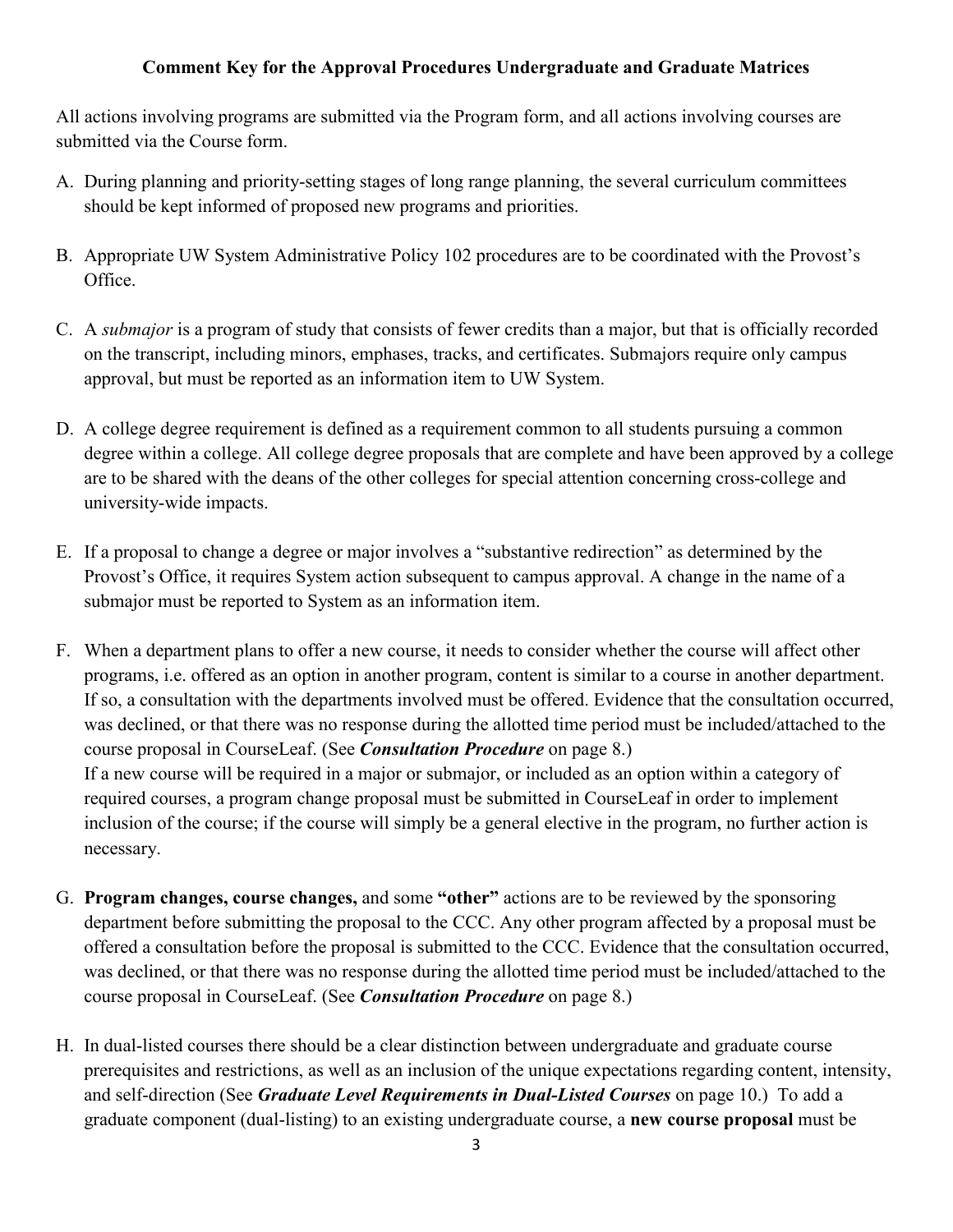**Comment Key for the Approval Procedures Undergraduate and Graduate Matrices**

All actions involving programs are submitted via the Program form, and all actions involving courses are submitted via the Course form.

A. During planning and priority-setting stages of long range planning, the several curriculum committees should be kept informed of proposed new programs and priorities.

B. Appropriate UW System Administrative Policy 102 procedures are to be coordinated with the Provost's Office.

C. A *submajor* is a program of study that consists of fewer credits than a major, but that is officially recorded on the transcript, including minors, emphases, tracks, and certificates. Submajors require only campus approval, but must be reported as an information item to UW System.

D. A college degree requirement is defined as a requirement common to all students pursuing a common degree within a college. All college degree proposals that are complete and have been approved by a college are to be shared with the deans of the other colleges for special attention concerning cross-college and university-wide impacts.

E. If a proposal to change a degree or major involves a "substantive redirection" as determined by the Provost's Office, it requires System action subsequent to campus approval. A change in the name of a submajor must be reported to System as an information item.

F. When a department plans to offer a new course, it needs to consider whether the course will affect other programs, i.e. offered as an option in another program, content is similar to a course in another department. If so, a consultation with the departments involved must be offered. Evidence that the consultation occurred, was declined, or that there was no response during the allotted time period must be included/attached to the course proposal in CourseLeaf. (See ***Consultation Procedure*** on page 8.)
If a new course will be required in a major or submajor, or included as an option within a category of required courses, a program change proposal must be submitted in CourseLeaf in order to implement inclusion of the course; if the course will simply be a general elective in the program, no further action is necessary.

G. **Program changes, course changes,** and some **"other"** actions are to be reviewed by the sponsoring department before submitting the proposal to the CCC. Any other program affected by a proposal must be offered a consultation before the proposal is submitted to the CCC. Evidence that the consultation occurred, was declined, or that there was no response during the allotted time period must be included/attached to the course proposal in CourseLeaf. (See ***Consultation Procedure*** on page 8.)

H. In dual-listed courses there should be a clear distinction between undergraduate and graduate course prerequisites and restrictions, as well as an inclusion of the unique expectations regarding content, intensity, and self-direction (See ***Graduate Level Requirements in Dual-Listed Courses*** on page 10.) To add a graduate component (dual-listing) to an existing undergraduate course, a **new course proposal** must be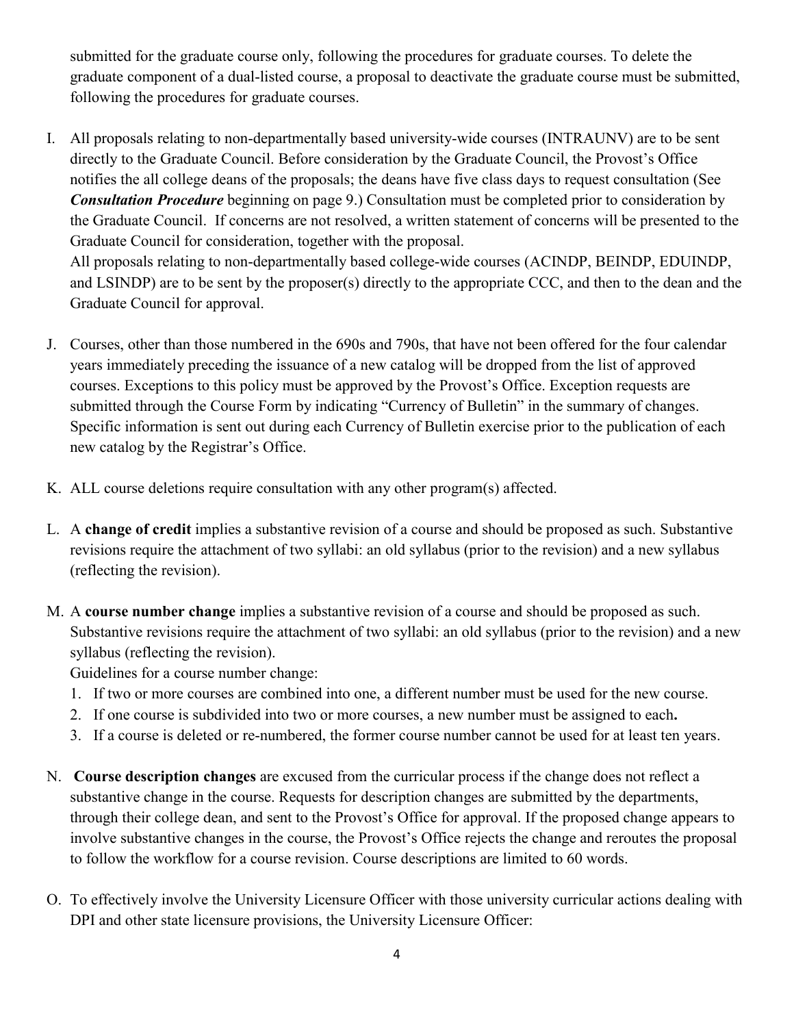submitted for the graduate course only, following the procedures for graduate courses. To delete the graduate component of a dual-listed course, a proposal to deactivate the graduate course must be submitted, following the procedures for graduate courses.

I. All proposals relating to non-departmentally based university-wide courses (INTRAUNV) are to be sent directly to the Graduate Council. Before consideration by the Graduate Council, the Provost's Office notifies the all college deans of the proposals; the deans have five class days to request consultation (See ***Consultation Procedure*** beginning on page 9.) Consultation must be completed prior to consideration by the Graduate Council. If concerns are not resolved, a written statement of concerns will be presented to the Graduate Council for consideration, together with the proposal.
   All proposals relating to non-departmentally based college-wide courses (ACINDP, BEINDP, EDUINDP, and LSINDP) are to be sent by the proposer(s) directly to the appropriate CCC, and then to the dean and the Graduate Council for approval.

J. Courses, other than those numbered in the 690s and 790s, that have not been offered for the four calendar years immediately preceding the issuance of a new catalog will be dropped from the list of approved courses. Exceptions to this policy must be approved by the Provost's Office. Exception requests are submitted through the Course Form by indicating "Currency of Bulletin" in the summary of changes. Specific information is sent out during each Currency of Bulletin exercise prior to the publication of each new catalog by the Registrar's Office.

K. ALL course deletions require consultation with any other program(s) affected.

L. A **change of credit** implies a substantive revision of a course and should be proposed as such. Substantive revisions require the attachment of two syllabi: an old syllabus (prior to the revision) and a new syllabus (reflecting the revision).

M. A **course number change** implies a substantive revision of a course and should be proposed as such. Substantive revisions require the attachment of two syllabi: an old syllabus (prior to the revision) and a new syllabus (reflecting the revision).
   Guidelines for a course number change:
   1. If two or more courses are combined into one, a different number must be used for the new course.
   2. If one course is subdivided into two or more courses, a new number must be assigned to each.
   3. If a course is deleted or re-numbered, the former course number cannot be used for at least ten years.

N. **Course description changes** are excused from the curricular process if the change does not reflect a substantive change in the course. Requests for description changes are submitted by the departments, through their college dean, and sent to the Provost's Office for approval. If the proposed change appears to involve substantive changes in the course, the Provost's Office rejects the change and reroutes the proposal to follow the workflow for a course revision. Course descriptions are limited to 60 words.

O. To effectively involve the University Licensure Officer with those university curricular actions dealing with DPI and other state licensure provisions, the University Licensure Officer: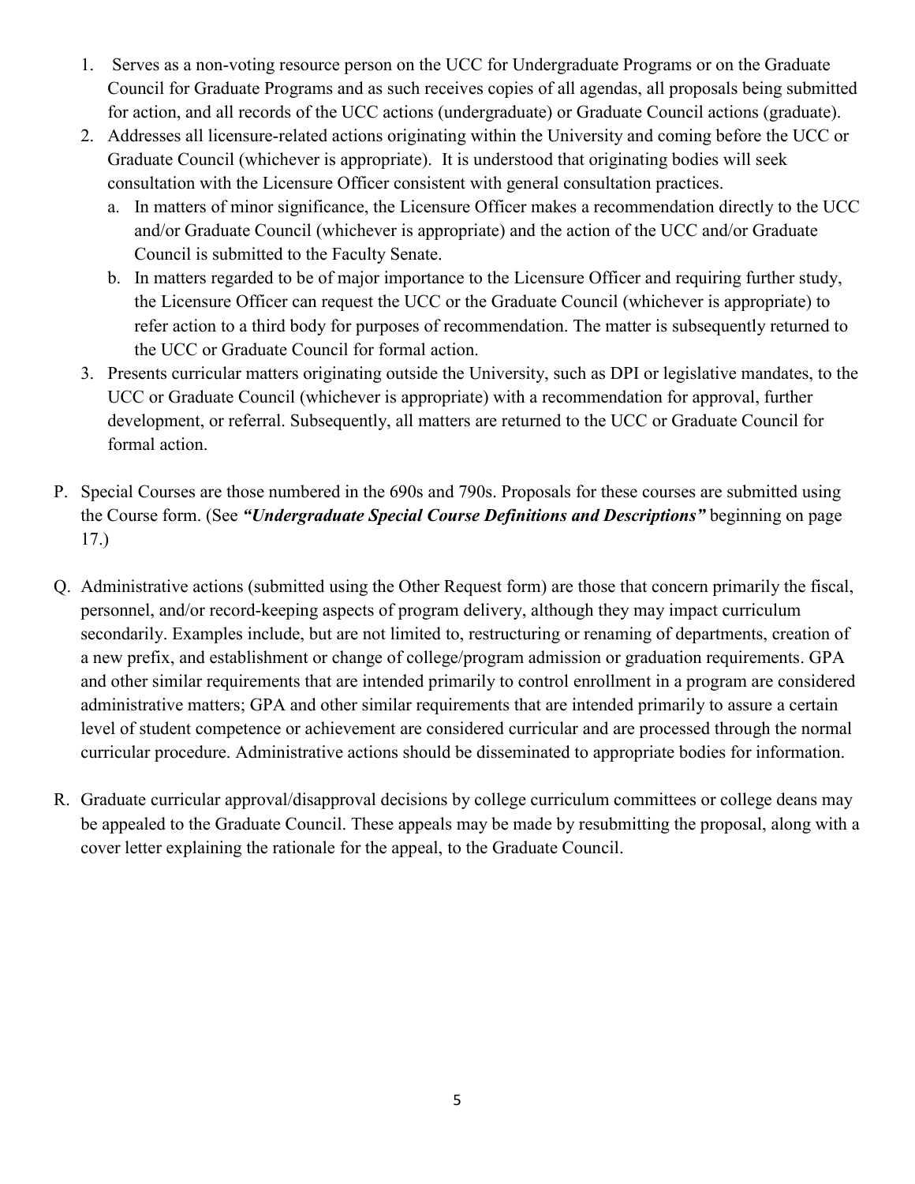1. Serves as a non-voting resource person on the UCC for Undergraduate Programs or on the Graduate Council for Graduate Programs and as such receives copies of all agendas, all proposals being submitted for action, and all records of the UCC actions (undergraduate) or Graduate Council actions (graduate).
2. Addresses all licensure-related actions originating within the University and coming before the UCC or Graduate Council (whichever is appropriate). It is understood that originating bodies will seek consultation with the Licensure Officer consistent with general consultation practices.
   a. In matters of minor significance, the Licensure Officer makes a recommendation directly to the UCC and/or Graduate Council (whichever is appropriate) and the action of the UCC and/or Graduate Council is submitted to the Faculty Senate.
   b. In matters regarded to be of major importance to the Licensure Officer and requiring further study, the Licensure Officer can request the UCC or the Graduate Council (whichever is appropriate) to refer action to a third body for purposes of recommendation. The matter is subsequently returned to the UCC or Graduate Council for formal action.
3. Presents curricular matters originating outside the University, such as DPI or legislative mandates, to the UCC or Graduate Council (whichever is appropriate) with a recommendation for approval, further development, or referral. Subsequently, all matters are returned to the UCC or Graduate Council for formal action.

P. Special Courses are those numbered in the 690s and 790s. Proposals for these courses are submitted using the Course form. (See ***"Undergraduate Special Course Definitions and Descriptions"*** beginning on page 17.)

Q. Administrative actions (submitted using the Other Request form) are those that concern primarily the fiscal, personnel, and/or record-keeping aspects of program delivery, although they may impact curriculum secondarily. Examples include, but are not limited to, restructuring or renaming of departments, creation of a new prefix, and establishment or change of college/program admission or graduation requirements. GPA and other similar requirements that are intended primarily to control enrollment in a program are considered administrative matters; GPA and other similar requirements that are intended primarily to assure a certain level of student competence or achievement are considered curricular and are processed through the normal curricular procedure. Administrative actions should be disseminated to appropriate bodies for information.

R. Graduate curricular approval/disapproval decisions by college curriculum committees or college deans may be appealed to the Graduate Council. These appeals may be made by resubmitting the proposal, along with a cover letter explaining the rationale for the appeal, to the Graduate Council.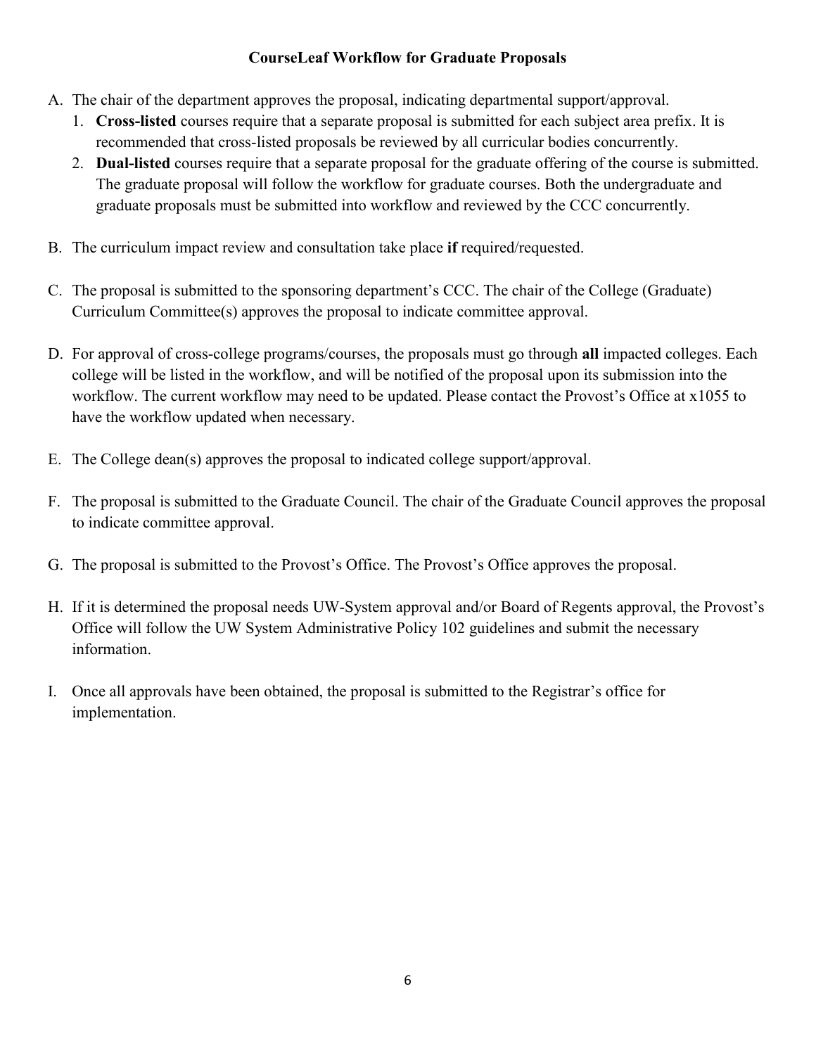**CourseLeaf Workflow for Graduate Proposals**

A. The chair of the department approves the proposal, indicating departmental support/approval.
   1. **Cross-listed** courses require that a separate proposal is submitted for each subject area prefix. It is recommended that cross-listed proposals be reviewed by all curricular bodies concurrently.
   2. **Dual-listed** courses require that a separate proposal for the graduate offering of the course is submitted. The graduate proposal will follow the workflow for graduate courses. Both the undergraduate and graduate proposals must be submitted into workflow and reviewed by the CCC concurrently.

B. The curriculum impact review and consultation take place **if** required/requested.

C. The proposal is submitted to the sponsoring department's CCC. The chair of the College (Graduate) Curriculum Committee(s) approves the proposal to indicate committee approval.

D. For approval of cross-college programs/courses, the proposals must go through **all** impacted colleges. Each college will be listed in the workflow, and will be notified of the proposal upon its submission into the workflow. The current workflow may need to be updated. Please contact the Provost's Office at x1055 to have the workflow updated when necessary.

E. The College dean(s) approves the proposal to indicated college support/approval.

F. The proposal is submitted to the Graduate Council. The chair of the Graduate Council approves the proposal to indicate committee approval.

G. The proposal is submitted to the Provost's Office. The Provost's Office approves the proposal.

H. If it is determined the proposal needs UW-System approval and/or Board of Regents approval, the Provost's Office will follow the UW System Administrative Policy 102 guidelines and submit the necessary information.

I. Once all approvals have been obtained, the proposal is submitted to the Registrar's office for implementation.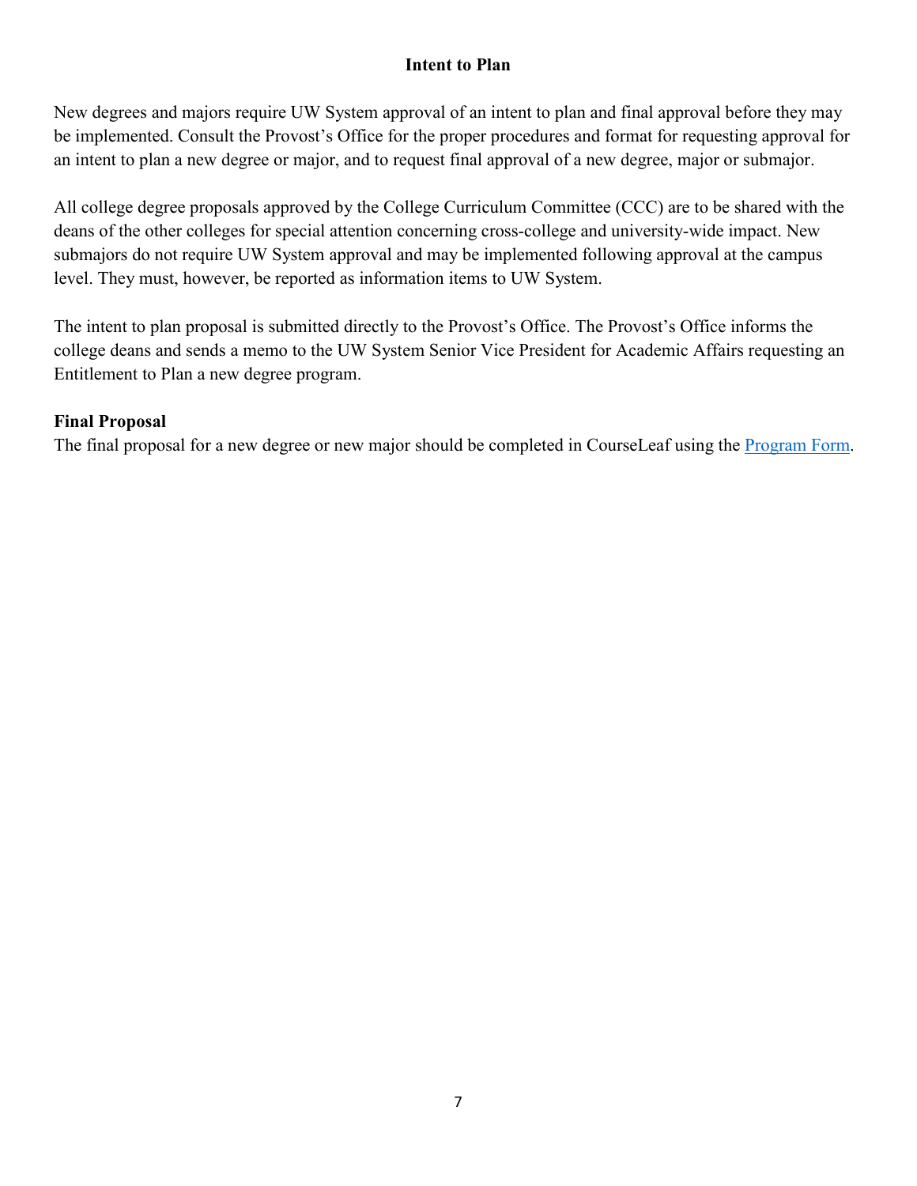## Intent to Plan

New degrees and majors require UW System approval of an intent to plan and final approval before they may be implemented. Consult the Provost's Office for the proper procedures and format for requesting approval for an intent to plan a new degree or major, and to request final approval of a new degree, major or submajor.

All college degree proposals approved by the College Curriculum Committee (CCC) are to be shared with the deans of the other colleges for special attention concerning cross-college and university-wide impact. New submajors do not require UW System approval and may be implemented following approval at the campus level. They must, however, be reported as information items to UW System.

The intent to plan proposal is submitted directly to the Provost's Office. The Provost's Office informs the college deans and sends a memo to the UW System Senior Vice President for Academic Affairs requesting an Entitlement to Plan a new degree program.

**Final Proposal**

The final proposal for a new degree or new major should be completed in CourseLeaf using the Program Form.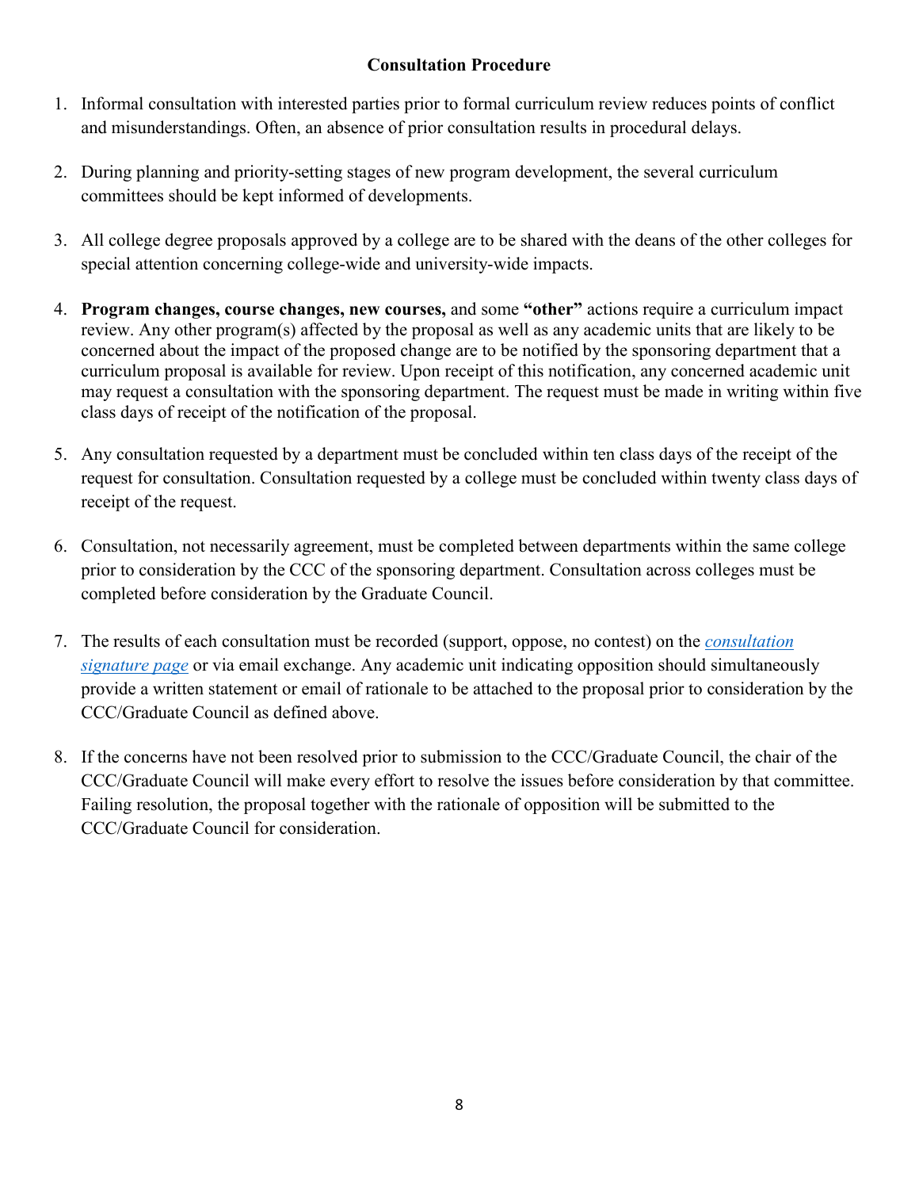**Consultation Procedure**

1. Informal consultation with interested parties prior to formal curriculum review reduces points of conflict and misunderstandings. Often, an absence of prior consultation results in procedural delays.

2. During planning and priority-setting stages of new program development, the several curriculum committees should be kept informed of developments.

3. All college degree proposals approved by a college are to be shared with the deans of the other colleges for special attention concerning college-wide and university-wide impacts.

4. **Program changes, course changes, new courses,** and some **"other"** actions require a curriculum impact review. Any other program(s) affected by the proposal as well as any academic units that are likely to be concerned about the impact of the proposed change are to be notified by the sponsoring department that a curriculum proposal is available for review. Upon receipt of this notification, any concerned academic unit may request a consultation with the sponsoring department. The request must be made in writing within five class days of receipt of the notification of the proposal.

5. Any consultation requested by a department must be concluded within ten class days of the receipt of the request for consultation. Consultation requested by a college must be concluded within twenty class days of receipt of the request.

6. Consultation, not necessarily agreement, must be completed between departments within the same college prior to consideration by the CCC of the sponsoring department. Consultation across colleges must be completed before consideration by the Graduate Council.

7. The results of each consultation must be recorded (support, oppose, no contest) on the *consultation signature page* or via email exchange. Any academic unit indicating opposition should simultaneously provide a written statement or email of rationale to be attached to the proposal prior to consideration by the CCC/Graduate Council as defined above.

8. If the concerns have not been resolved prior to submission to the CCC/Graduate Council, the chair of the CCC/Graduate Council will make every effort to resolve the issues before consideration by that committee. Failing resolution, the proposal together with the rationale of opposition will be submitted to the CCC/Graduate Council for consideration.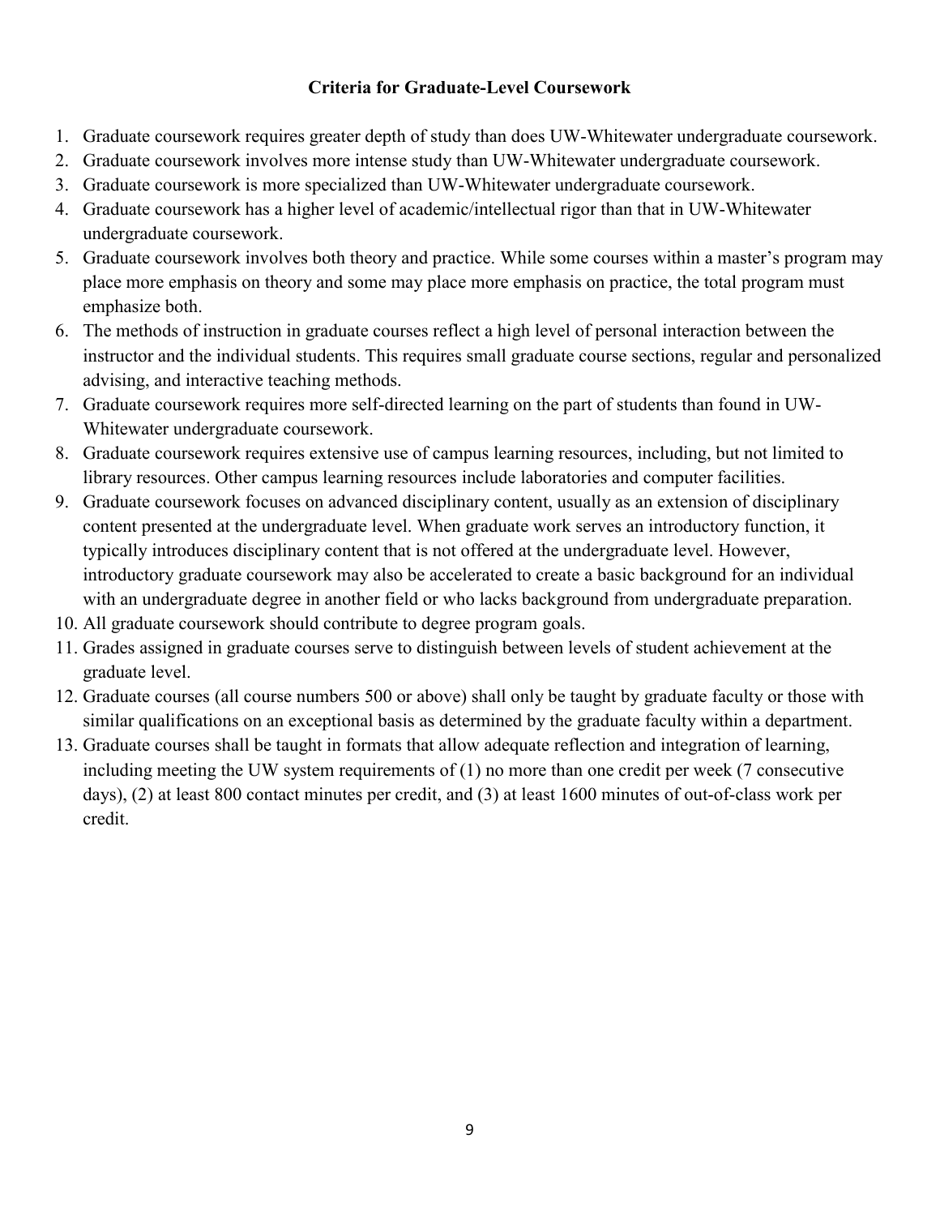## Criteria for Graduate-Level Coursework

1. Graduate coursework requires greater depth of study than does UW-Whitewater undergraduate coursework.
2. Graduate coursework involves more intense study than UW-Whitewater undergraduate coursework.
3. Graduate coursework is more specialized than UW-Whitewater undergraduate coursework.
4. Graduate coursework has a higher level of academic/intellectual rigor than that in UW-Whitewater undergraduate coursework.
5. Graduate coursework involves both theory and practice. While some courses within a master's program may place more emphasis on theory and some may place more emphasis on practice, the total program must emphasize both.
6. The methods of instruction in graduate courses reflect a high level of personal interaction between the instructor and the individual students. This requires small graduate course sections, regular and personalized advising, and interactive teaching methods.
7. Graduate coursework requires more self-directed learning on the part of students than found in UW-Whitewater undergraduate coursework.
8. Graduate coursework requires extensive use of campus learning resources, including, but not limited to library resources. Other campus learning resources include laboratories and computer facilities.
9. Graduate coursework focuses on advanced disciplinary content, usually as an extension of disciplinary content presented at the undergraduate level. When graduate work serves an introductory function, it typically introduces disciplinary content that is not offered at the undergraduate level. However, introductory graduate coursework may also be accelerated to create a basic background for an individual with an undergraduate degree in another field or who lacks background from undergraduate preparation.
10. All graduate coursework should contribute to degree program goals.
11. Grades assigned in graduate courses serve to distinguish between levels of student achievement at the graduate level.
12. Graduate courses (all course numbers 500 or above) shall only be taught by graduate faculty or those with similar qualifications on an exceptional basis as determined by the graduate faculty within a department.
13. Graduate courses shall be taught in formats that allow adequate reflection and integration of learning, including meeting the UW system requirements of (1) no more than one credit per week (7 consecutive days), (2) at least 800 contact minutes per credit, and (3) at least 1600 minutes of out-of-class work per credit.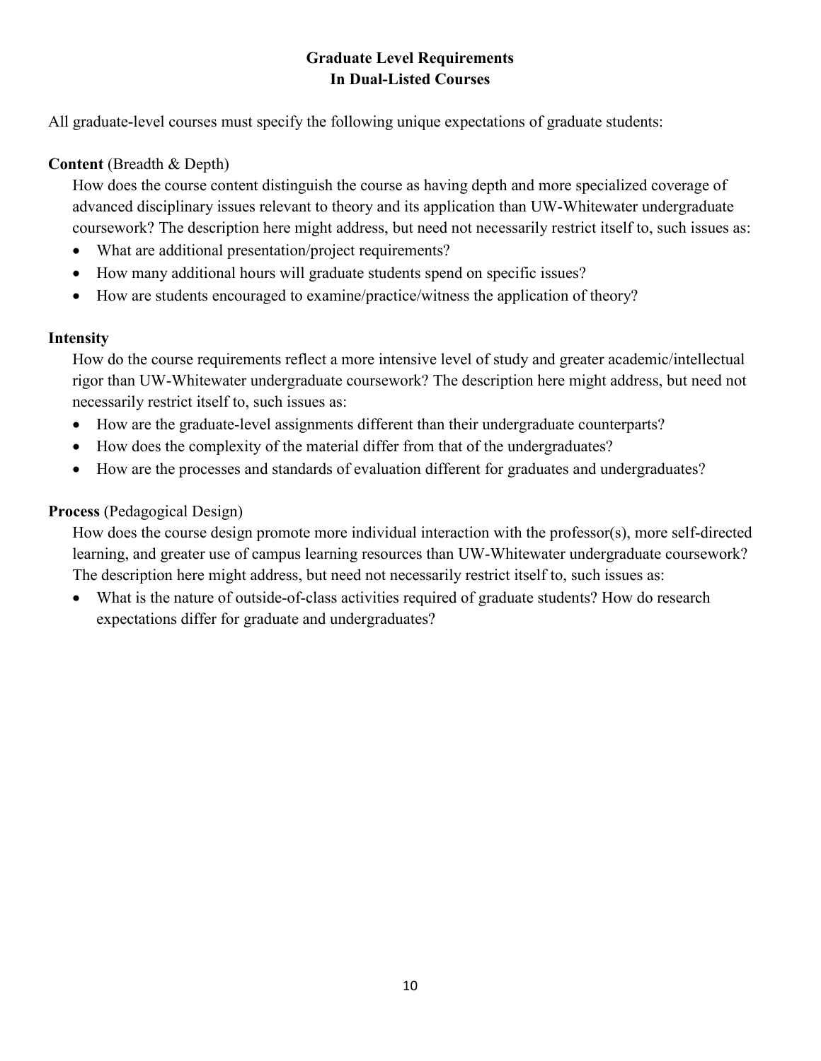# Graduate Level Requirements In Dual-Listed Courses

All graduate-level courses must specify the following unique expectations of graduate students:

**Content** (Breadth & Depth)

How does the course content distinguish the course as having depth and more specialized coverage of advanced disciplinary issues relevant to theory and its application than UW-Whitewater undergraduate coursework? The description here might address, but need not necessarily restrict itself to, such issues as:

- What are additional presentation/project requirements?
- How many additional hours will graduate students spend on specific issues?
- How are students encouraged to examine/practice/witness the application of theory?

**Intensity**

How do the course requirements reflect a more intensive level of study and greater academic/intellectual rigor than UW-Whitewater undergraduate coursework? The description here might address, but need not necessarily restrict itself to, such issues as:

- How are the graduate-level assignments different than their undergraduate counterparts?
- How does the complexity of the material differ from that of the undergraduates?
- How are the processes and standards of evaluation different for graduates and undergraduates?

**Process** (Pedagogical Design)

How does the course design promote more individual interaction with the professor(s), more self-directed learning, and greater use of campus learning resources than UW-Whitewater undergraduate coursework? The description here might address, but need not necessarily restrict itself to, such issues as:

- What is the nature of outside-of-class activities required of graduate students? How do research expectations differ for graduate and undergraduates?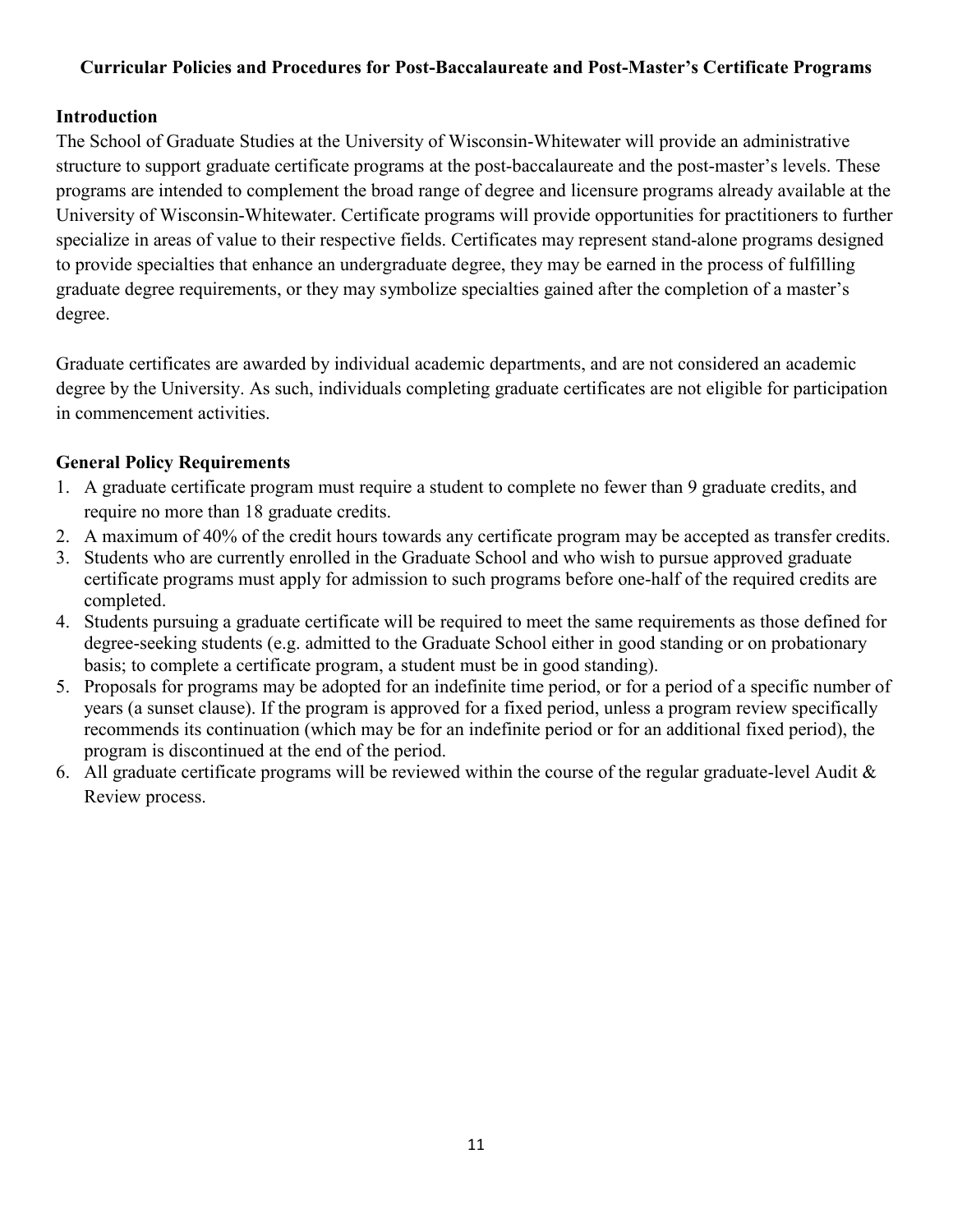## Curricular Policies and Procedures for Post-Baccalaureate and Post-Master's Certificate Programs

### Introduction

The School of Graduate Studies at the University of Wisconsin-Whitewater will provide an administrative structure to support graduate certificate programs at the post-baccalaureate and the post-master's levels. These programs are intended to complement the broad range of degree and licensure programs already available at the University of Wisconsin-Whitewater. Certificate programs will provide opportunities for practitioners to further specialize in areas of value to their respective fields. Certificates may represent stand-alone programs designed to provide specialties that enhance an undergraduate degree, they may be earned in the process of fulfilling graduate degree requirements, or they may symbolize specialties gained after the completion of a master's degree.

Graduate certificates are awarded by individual academic departments, and are not considered an academic degree by the University. As such, individuals completing graduate certificates are not eligible for participation in commencement activities.

### General Policy Requirements

1. A graduate certificate program must require a student to complete no fewer than 9 graduate credits, and require no more than 18 graduate credits.
2. A maximum of 40% of the credit hours towards any certificate program may be accepted as transfer credits.
3. Students who are currently enrolled in the Graduate School and who wish to pursue approved graduate certificate programs must apply for admission to such programs before one-half of the required credits are completed.
4. Students pursuing a graduate certificate will be required to meet the same requirements as those defined for degree-seeking students (e.g. admitted to the Graduate School either in good standing or on probationary basis; to complete a certificate program, a student must be in good standing).
5. Proposals for programs may be adopted for an indefinite time period, or for a period of a specific number of years (a sunset clause). If the program is approved for a fixed period, unless a program review specifically recommends its continuation (which may be for an indefinite period or for an additional fixed period), the program is discontinued at the end of the period.
6. All graduate certificate programs will be reviewed within the course of the regular graduate-level Audit & Review process.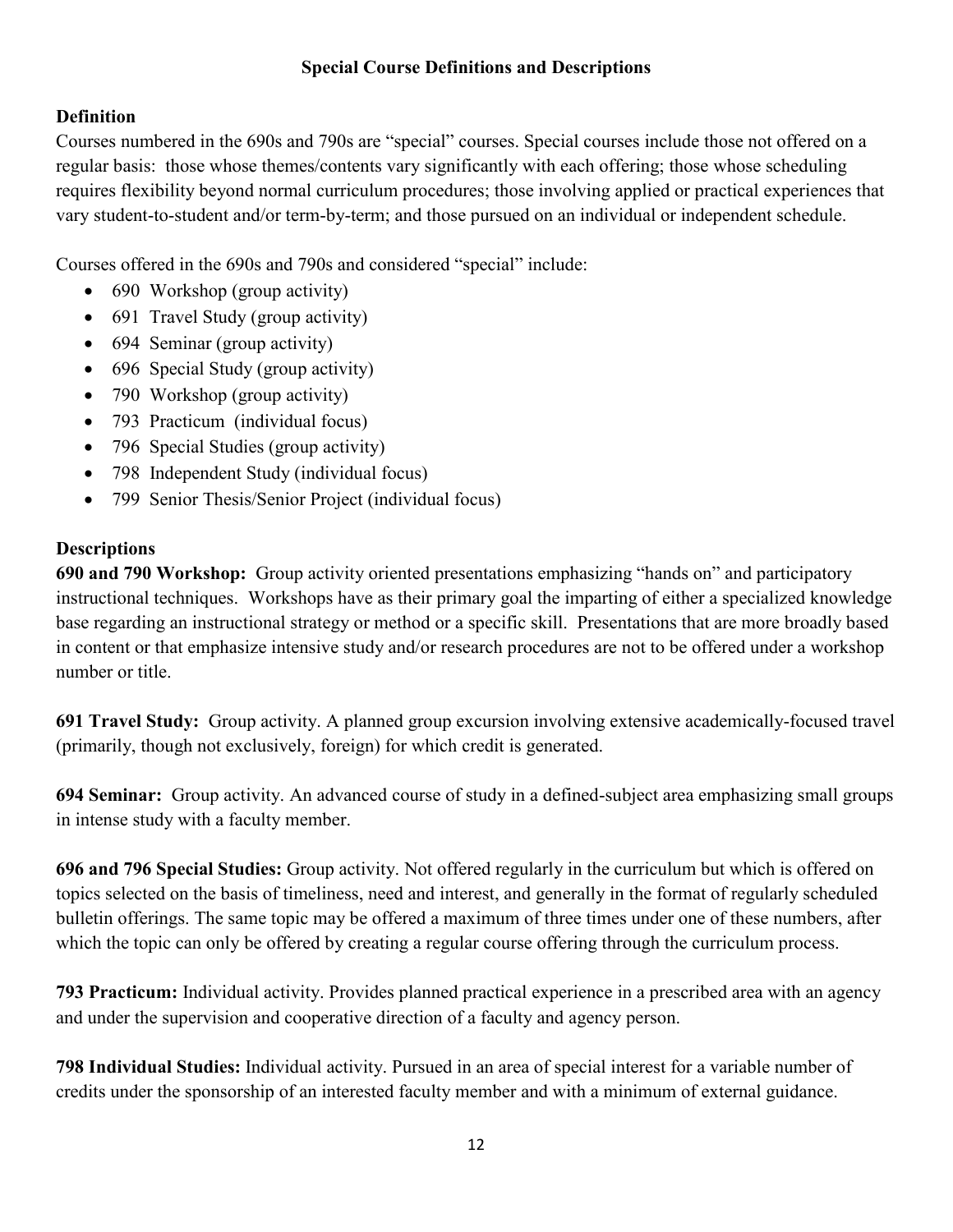## Special Course Definitions and Descriptions

### Definition

Courses numbered in the 690s and 790s are "special" courses. Special courses include those not offered on a regular basis: those whose themes/contents vary significantly with each offering; those whose scheduling requires flexibility beyond normal curriculum procedures; those involving applied or practical experiences that vary student-to-student and/or term-by-term; and those pursued on an individual or independent schedule.

Courses offered in the 690s and 790s and considered "special" include:

- 690 Workshop (group activity)
- 691 Travel Study (group activity)
- 694 Seminar (group activity)
- 696 Special Study (group activity)
- 790 Workshop (group activity)
- 793 Practicum (individual focus)
- 796 Special Studies (group activity)
- 798 Independent Study (individual focus)
- 799 Senior Thesis/Senior Project (individual focus)

### Descriptions

**690 and 790 Workshop:** Group activity oriented presentations emphasizing "hands on" and participatory instructional techniques. Workshops have as their primary goal the imparting of either a specialized knowledge base regarding an instructional strategy or method or a specific skill. Presentations that are more broadly based in content or that emphasize intensive study and/or research procedures are not to be offered under a workshop number or title.

**691 Travel Study:** Group activity. A planned group excursion involving extensive academically-focused travel (primarily, though not exclusively, foreign) for which credit is generated.

**694 Seminar:** Group activity. An advanced course of study in a defined-subject area emphasizing small groups in intense study with a faculty member.

**696 and 796 Special Studies:** Group activity. Not offered regularly in the curriculum but which is offered on topics selected on the basis of timeliness, need and interest, and generally in the format of regularly scheduled bulletin offerings. The same topic may be offered a maximum of three times under one of these numbers, after which the topic can only be offered by creating a regular course offering through the curriculum process.

**793 Practicum:** Individual activity. Provides planned practical experience in a prescribed area with an agency and under the supervision and cooperative direction of a faculty and agency person.

**798 Individual Studies:** Individual activity. Pursued in an area of special interest for a variable number of credits under the sponsorship of an interested faculty member and with a minimum of external guidance.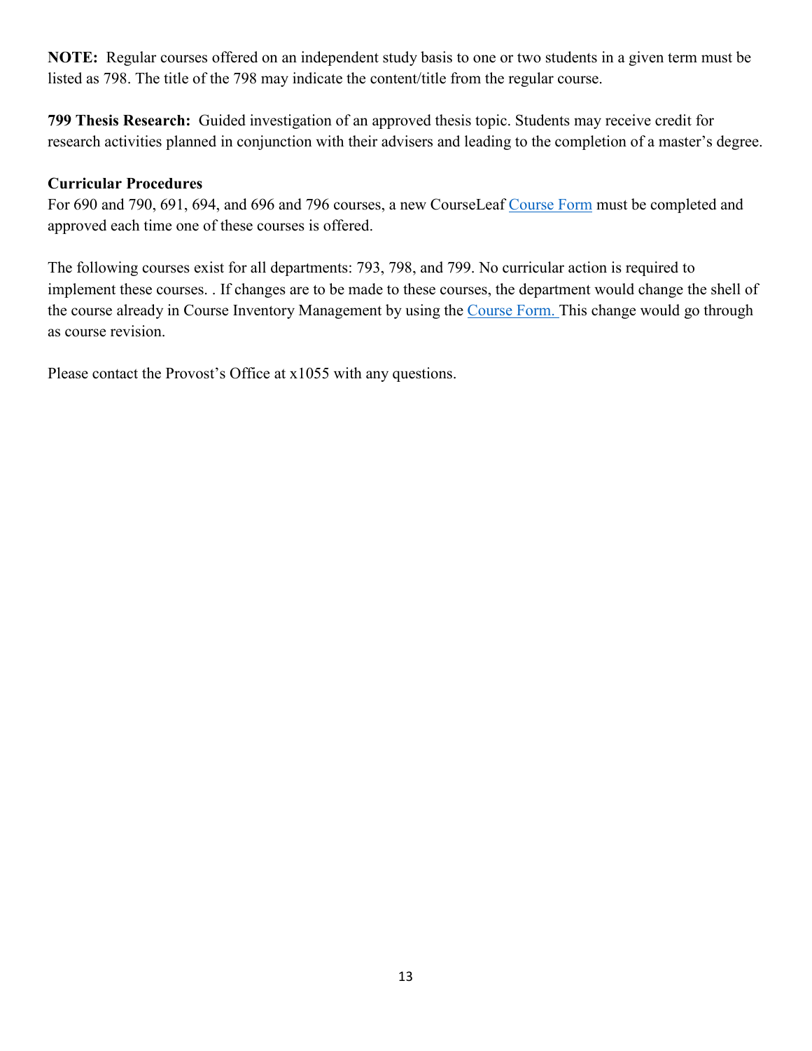**NOTE:** Regular courses offered on an independent study basis to one or two students in a given term must be listed as 798. The title of the 798 may indicate the content/title from the regular course.

**799 Thesis Research:** Guided investigation of an approved thesis topic. Students may receive credit for research activities planned in conjunction with their advisers and leading to the completion of a master's degree.

**Curricular Procedures**

For 690 and 790, 691, 694, and 696 and 796 courses, a new CourseLeaf Course Form must be completed and approved each time one of these courses is offered.

The following courses exist for all departments: 793, 798, and 799. No curricular action is required to implement these courses. . If changes are to be made to these courses, the department would change the shell of the course already in Course Inventory Management by using the Course Form. This change would go through as course revision.

Please contact the Provost's Office at x1055 with any questions.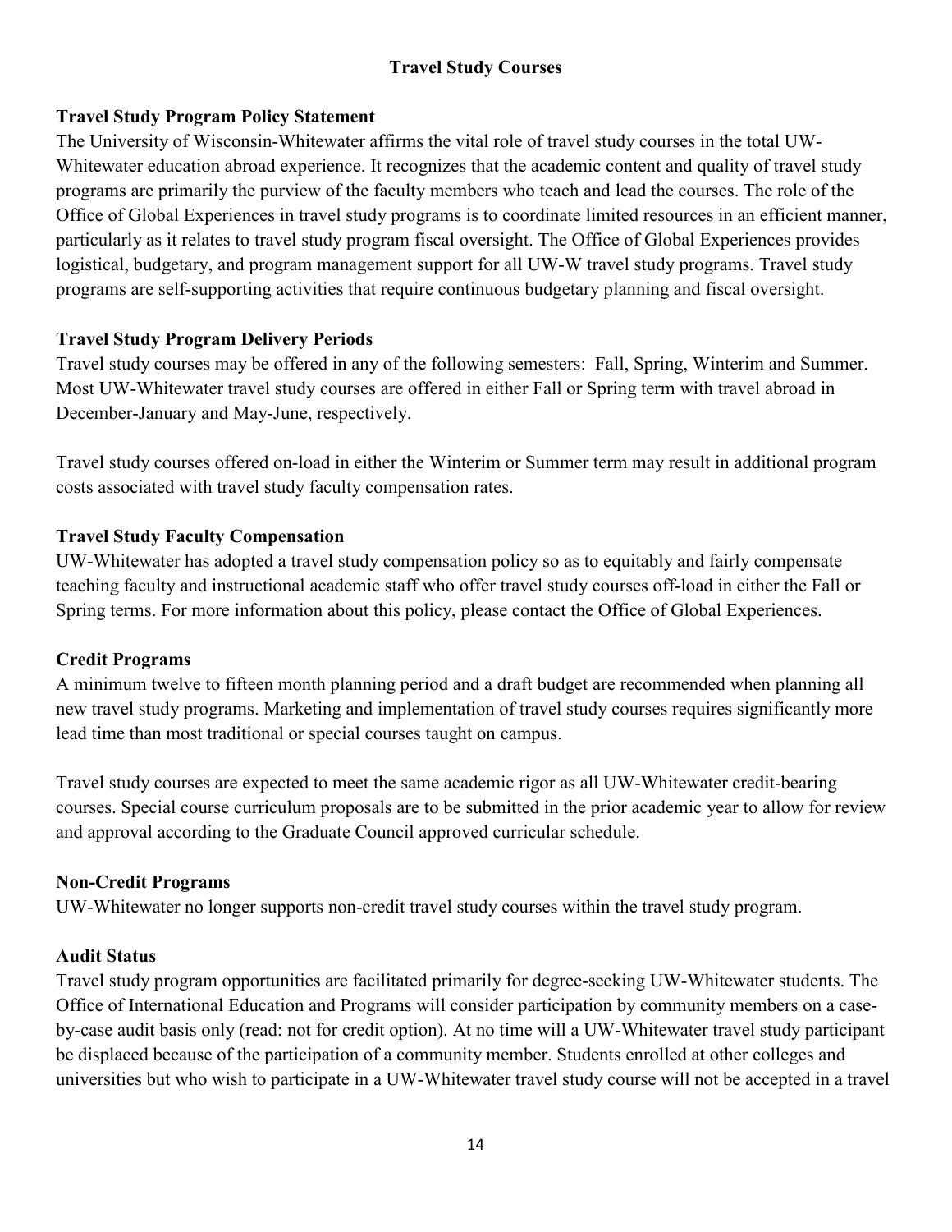## Travel Study Courses

### Travel Study Program Policy Statement

The University of Wisconsin-Whitewater affirms the vital role of travel study courses in the total UW-Whitewater education abroad experience. It recognizes that the academic content and quality of travel study programs are primarily the purview of the faculty members who teach and lead the courses. The role of the Office of Global Experiences in travel study programs is to coordinate limited resources in an efficient manner, particularly as it relates to travel study program fiscal oversight. The Office of Global Experiences provides logistical, budgetary, and program management support for all UW-W travel study programs. Travel study programs are self-supporting activities that require continuous budgetary planning and fiscal oversight.

### Travel Study Program Delivery Periods

Travel study courses may be offered in any of the following semesters: Fall, Spring, Winterim and Summer. Most UW-Whitewater travel study courses are offered in either Fall or Spring term with travel abroad in December-January and May-June, respectively.

Travel study courses offered on-load in either the Winterim or Summer term may result in additional program costs associated with travel study faculty compensation rates.

### Travel Study Faculty Compensation

UW-Whitewater has adopted a travel study compensation policy so as to equitably and fairly compensate teaching faculty and instructional academic staff who offer travel study courses off-load in either the Fall or Spring terms. For more information about this policy, please contact the Office of Global Experiences.

### Credit Programs

A minimum twelve to fifteen month planning period and a draft budget are recommended when planning all new travel study programs. Marketing and implementation of travel study courses requires significantly more lead time than most traditional or special courses taught on campus.

Travel study courses are expected to meet the same academic rigor as all UW-Whitewater credit-bearing courses. Special course curriculum proposals are to be submitted in the prior academic year to allow for review and approval according to the Graduate Council approved curricular schedule.

### Non-Credit Programs

UW-Whitewater no longer supports non-credit travel study courses within the travel study program.

### Audit Status

Travel study program opportunities are facilitated primarily for degree-seeking UW-Whitewater students. The Office of International Education and Programs will consider participation by community members on a case-by-case audit basis only (read: not for credit option). At no time will a UW-Whitewater travel study participant be displaced because of the participation of a community member. Students enrolled at other colleges and universities but who wish to participate in a UW-Whitewater travel study course will not be accepted in a travel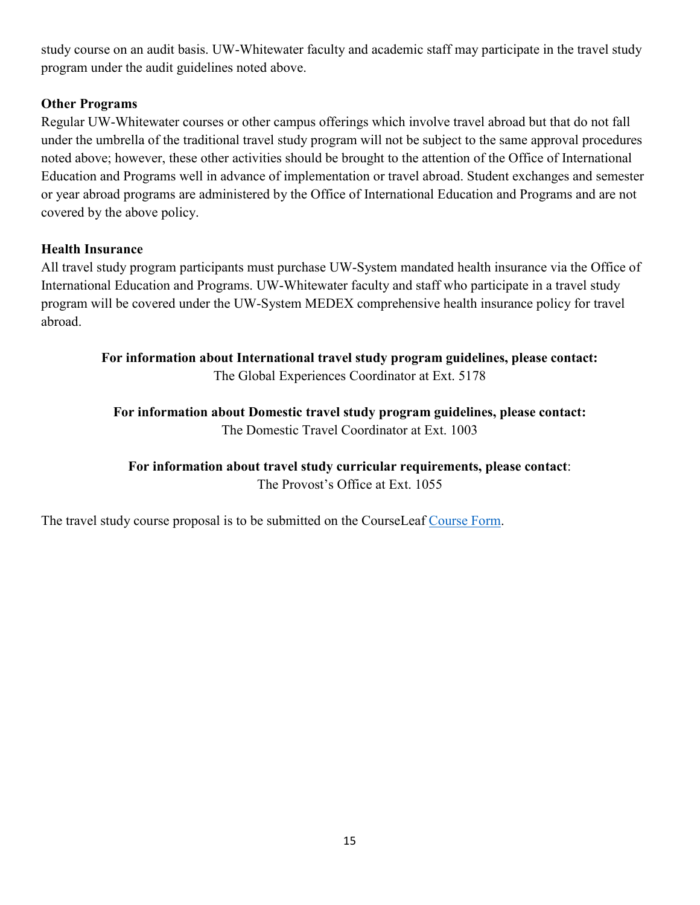study course on an audit basis. UW-Whitewater faculty and academic staff may participate in the travel study program under the audit guidelines noted above.

**Other Programs**

Regular UW-Whitewater courses or other campus offerings which involve travel abroad but that do not fall under the umbrella of the traditional travel study program will not be subject to the same approval procedures noted above; however, these other activities should be brought to the attention of the Office of International Education and Programs well in advance of implementation or travel abroad. Student exchanges and semester or year abroad programs are administered by the Office of International Education and Programs and are not covered by the above policy.

**Health Insurance**

All travel study program participants must purchase UW-System mandated health insurance via the Office of International Education and Programs. UW-Whitewater faculty and staff who participate in a travel study program will be covered under the UW-System MEDEX comprehensive health insurance policy for travel abroad.

**For information about International travel study program guidelines, please contact:**
The Global Experiences Coordinator at Ext. 5178

**For information about Domestic travel study program guidelines, please contact:**
The Domestic Travel Coordinator at Ext. 1003

**For information about travel study curricular requirements, please contact**:
The Provost's Office at Ext. 1055

The travel study course proposal is to be submitted on the CourseLeaf Course Form.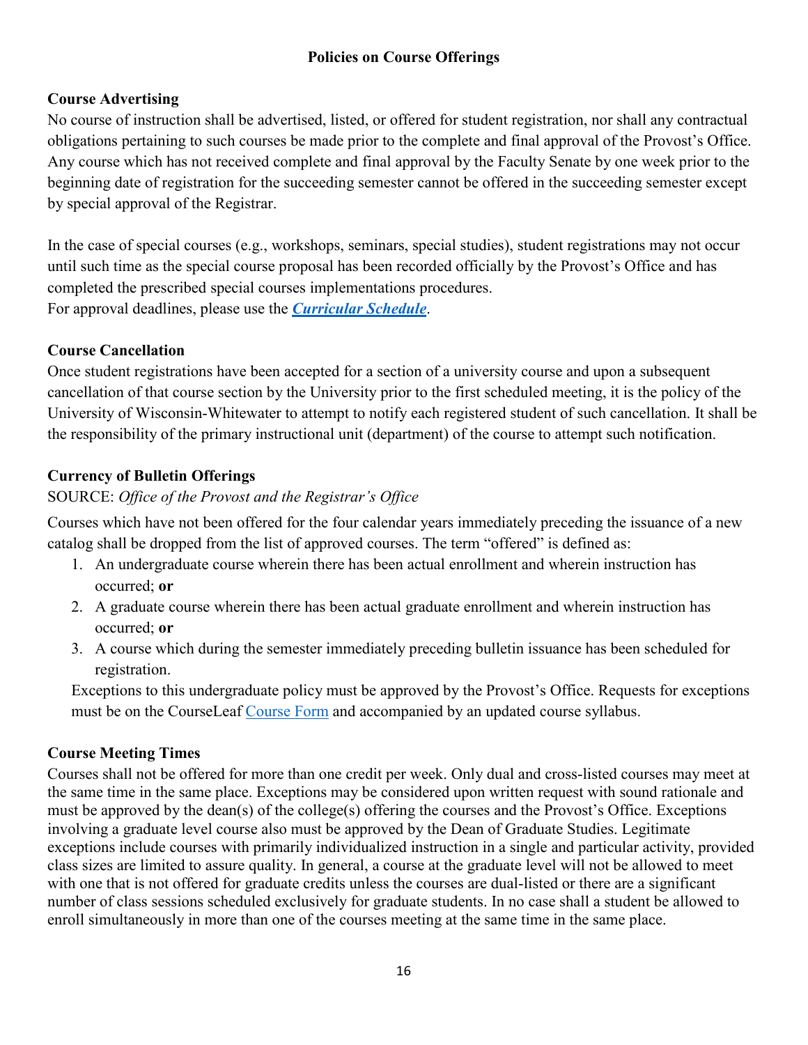## Policies on Course Offerings

### Course Advertising

No course of instruction shall be advertised, listed, or offered for student registration, nor shall any contractual obligations pertaining to such courses be made prior to the complete and final approval of the Provost's Office. Any course which has not received complete and final approval by the Faculty Senate by one week prior to the beginning date of registration for the succeeding semester cannot be offered in the succeeding semester except by special approval of the Registrar.

In the case of special courses (e.g., workshops, seminars, special studies), student registrations may not occur until such time as the special course proposal has been recorded officially by the Provost's Office and has completed the prescribed special courses implementations procedures.
For approval deadlines, please use the ***Curricular Schedule***.

### Course Cancellation

Once student registrations have been accepted for a section of a university course and upon a subsequent cancellation of that course section by the University prior to the first scheduled meeting, it is the policy of the University of Wisconsin-Whitewater to attempt to notify each registered student of such cancellation. It shall be the responsibility of the primary instructional unit (department) of the course to attempt such notification.

### Currency of Bulletin Offerings

SOURCE: *Office of the Provost and the Registrar's Office*

Courses which have not been offered for the four calendar years immediately preceding the issuance of a new catalog shall be dropped from the list of approved courses. The term "offered" is defined as:

1. An undergraduate course wherein there has been actual enrollment and wherein instruction has occurred; **or**
2. A graduate course wherein there has been actual graduate enrollment and wherein instruction has occurred; **or**
3. A course which during the semester immediately preceding bulletin issuance has been scheduled for registration.

Exceptions to this undergraduate policy must be approved by the Provost's Office. Requests for exceptions must be on the CourseLeaf Course Form and accompanied by an updated course syllabus.

### Course Meeting Times

Courses shall not be offered for more than one credit per week. Only dual and cross-listed courses may meet at the same time in the same place. Exceptions may be considered upon written request with sound rationale and must be approved by the dean(s) of the college(s) offering the courses and the Provost's Office. Exceptions involving a graduate level course also must be approved by the Dean of Graduate Studies. Legitimate exceptions include courses with primarily individualized instruction in a single and particular activity, provided class sizes are limited to assure quality. In general, a course at the graduate level will not be allowed to meet with one that is not offered for graduate credits unless the courses are dual-listed or there are a significant number of class sessions scheduled exclusively for graduate students. In no case shall a student be allowed to enroll simultaneously in more than one of the courses meeting at the same time in the same place.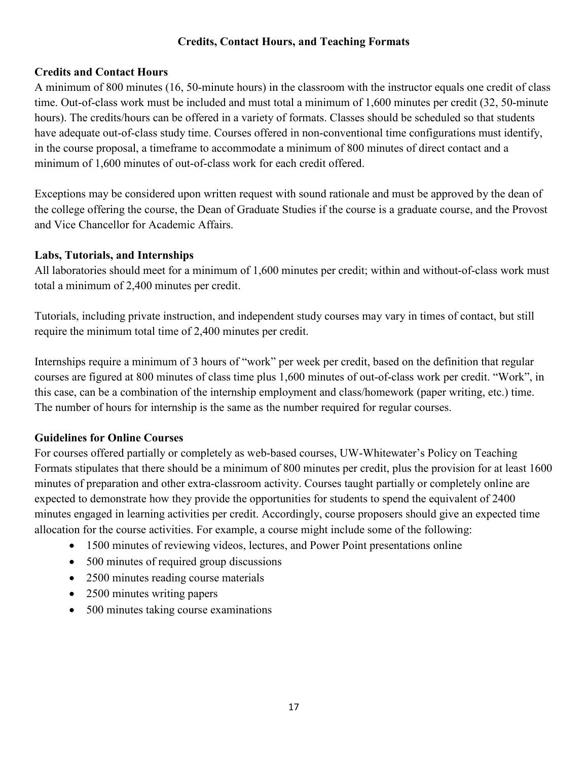## Credits, Contact Hours, and Teaching Formats

### Credits and Contact Hours

A minimum of 800 minutes (16, 50-minute hours) in the classroom with the instructor equals one credit of class time. Out-of-class work must be included and must total a minimum of 1,600 minutes per credit (32, 50-minute hours). The credits/hours can be offered in a variety of formats. Classes should be scheduled so that students have adequate out-of-class study time. Courses offered in non-conventional time configurations must identify, in the course proposal, a timeframe to accommodate a minimum of 800 minutes of direct contact and a minimum of 1,600 minutes of out-of-class work for each credit offered.

Exceptions may be considered upon written request with sound rationale and must be approved by the dean of the college offering the course, the Dean of Graduate Studies if the course is a graduate course, and the Provost and Vice Chancellor for Academic Affairs.

### Labs, Tutorials, and Internships

All laboratories should meet for a minimum of 1,600 minutes per credit; within and without-of-class work must total a minimum of 2,400 minutes per credit.

Tutorials, including private instruction, and independent study courses may vary in times of contact, but still require the minimum total time of 2,400 minutes per credit.

Internships require a minimum of 3 hours of "work" per week per credit, based on the definition that regular courses are figured at 800 minutes of class time plus 1,600 minutes of out-of-class work per credit. "Work", in this case, can be a combination of the internship employment and class/homework (paper writing, etc.) time. The number of hours for internship is the same as the number required for regular courses.

### Guidelines for Online Courses

For courses offered partially or completely as web-based courses, UW-Whitewater's Policy on Teaching Formats stipulates that there should be a minimum of 800 minutes per credit, plus the provision for at least 1600 minutes of preparation and other extra-classroom activity. Courses taught partially or completely online are expected to demonstrate how they provide the opportunities for students to spend the equivalent of 2400 minutes engaged in learning activities per credit. Accordingly, course proposers should give an expected time allocation for the course activities. For example, a course might include some of the following:

- 1500 minutes of reviewing videos, lectures, and Power Point presentations online
- 500 minutes of required group discussions
- 2500 minutes reading course materials
- 2500 minutes writing papers
- 500 minutes taking course examinations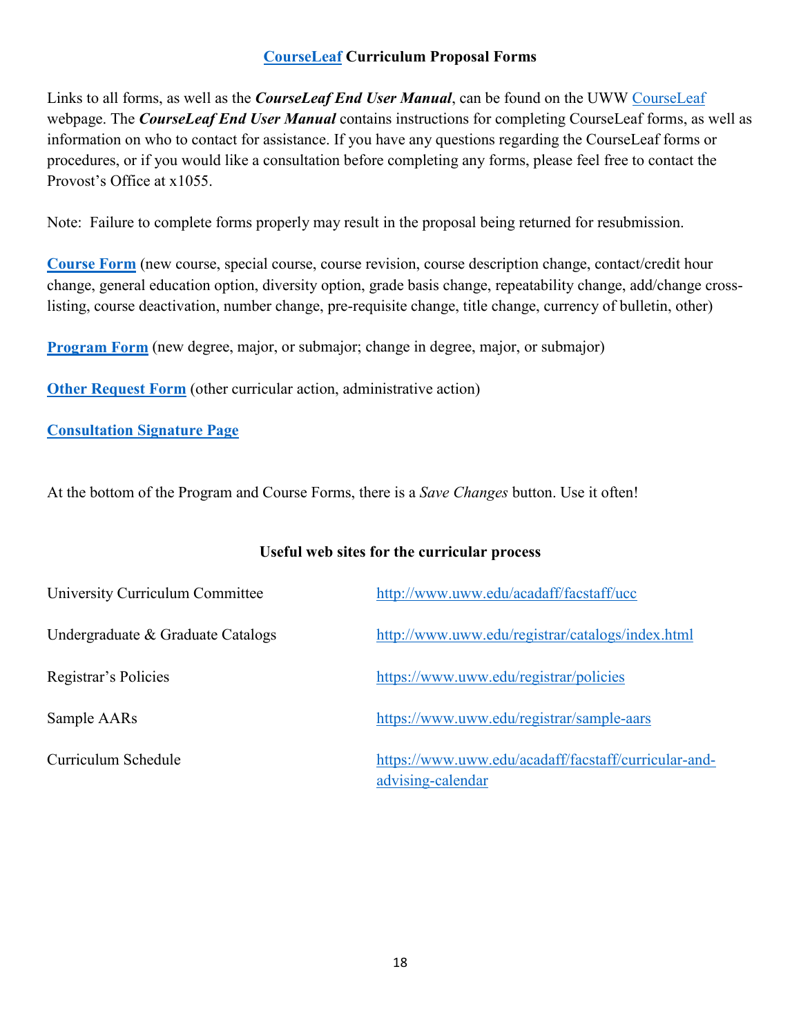## **CourseLeaf Curriculum Proposal Forms**

Links to all forms, as well as the ***CourseLeaf End User Manual***, can be found on the UWW CourseLeaf webpage. The ***CourseLeaf End User Manual*** contains instructions for completing CourseLeaf forms, as well as information on who to contact for assistance. If you have any questions regarding the CourseLeaf forms or procedures, or if you would like a consultation before completing any forms, please feel free to contact the Provost's Office at x1055.

Note: Failure to complete forms properly may result in the proposal being returned for resubmission.

**Course Form** (new course, special course, course revision, course description change, contact/credit hour change, general education option, diversity option, grade basis change, repeatability change, add/change cross-listing, course deactivation, number change, pre-requisite change, title change, currency of bulletin, other)

**Program Form** (new degree, major, or submajor; change in degree, major, or submajor)

**Other Request Form** (other curricular action, administrative action)

**Consultation Signature Page**

At the bottom of the Program and Course Forms, there is a *Save Changes* button. Use it often!

### **Useful web sites for the curricular process**

| | |
|---|---|
| University Curriculum Committee | http://www.uww.edu/acadaff/facstaff/ucc |
| Undergraduate & Graduate Catalogs | http://www.uww.edu/registrar/catalogs/index.html |
| Registrar's Policies | https://www.uww.edu/registrar/policies |
| Sample AARs | https://www.uww.edu/registrar/sample-aars |
| Curriculum Schedule | https://www.uww.edu/acadaff/facstaff/curricular-and-advising-calendar |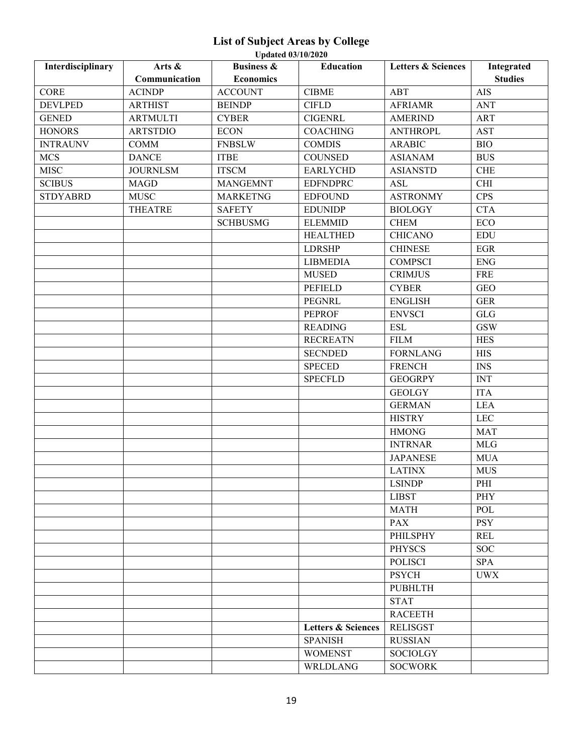# List of Subject Areas by College

**Updated 03/10/2020**

| Interdisciplinary | Arts & Communication | Business & Economics | Education | Letters & Sciences | Integrated Studies |
|---|---|---|---|---|---|
| CORE | ACINDP | ACCOUNT | CIBME | ABT | AIS |
| DEVLPED | ARTHIST | BEINDP | CIFLD | AFRIAMR | ANT |
| GENED | ARTMULTI | CYBER | CIGENRL | AMERIND | ART |
| HONORS | ARTSTDIO | ECON | COACHING | ANTHROPL | AST |
| INTRAUNV | COMM | FNBSLW | COMDIS | ARABIC | BIO |
| MCS | DANCE | ITBE | COUNSED | ASIANAM | BUS |
| MISC | JOURNLSM | ITSCM | EARLYCHD | ASIANSTD | CHE |
| SCIBUS | MAGD | MANGEMNT | EDFNDPRC | ASL | CHI |
| STDYABRD | MUSC | MARKETNG | EDFOUND | ASTRONMY | CPS |
| | THEATRE | SAFETY | EDUNIDP | BIOLOGY | CTA |
| | | SCHBUSMG | ELEMMID | CHEM | ECO |
| | | | HEALTHED | CHICANO | EDU |
| | | | LDRSHP | CHINESE | EGR |
| | | | LIBMEDIA | COMPSCI | ENG |
| | | | MUSED | CRIMJUS | FRE |
| | | | PEFIELD | CYBER | GEO |
| | | | PEGNRL | ENGLISH | GER |
| | | | PEPROF | ENVSCI | GLG |
| | | | READING | ESL | GSW |
| | | | RECREATN | FILM | HES |
| | | | SECNDED | FORNLANG | HIS |
| | | | SPECED | FRENCH | INS |
| | | | SPECFLD | GEOGRPY | INT |
| | | | | GEOLGY | ITA |
| | | | | GERMAN | LEA |
| | | | | HISTRY | LEC |
| | | | | HMONG | MAT |
| | | | | INTRNAR | MLG |
| | | | | JAPANESE | MUA |
| | | | | LATINX | MUS |
| | | | | LSINDP | PHI |
| | | | | LIBST | PHY |
| | | | | MATH | POL |
| | | | | PAX | PSY |
| | | | | PHILSPHY | REL |
| | | | | PHYSCS | SOC |
| | | | | POLISCI | SPA |
| | | | | PSYCH | UWX |
| | | | | PUBHLTH | |
| | | | | STAT | |
| | | | | RACEETH | |
| | | | **Letters & Sciences** | RELISGST | |
| | | | SPANISH | RUSSIAN | |
| | | | WOMENST | SOCIOLGY | |
| | | | WRLDLANG | SOCWORK | |